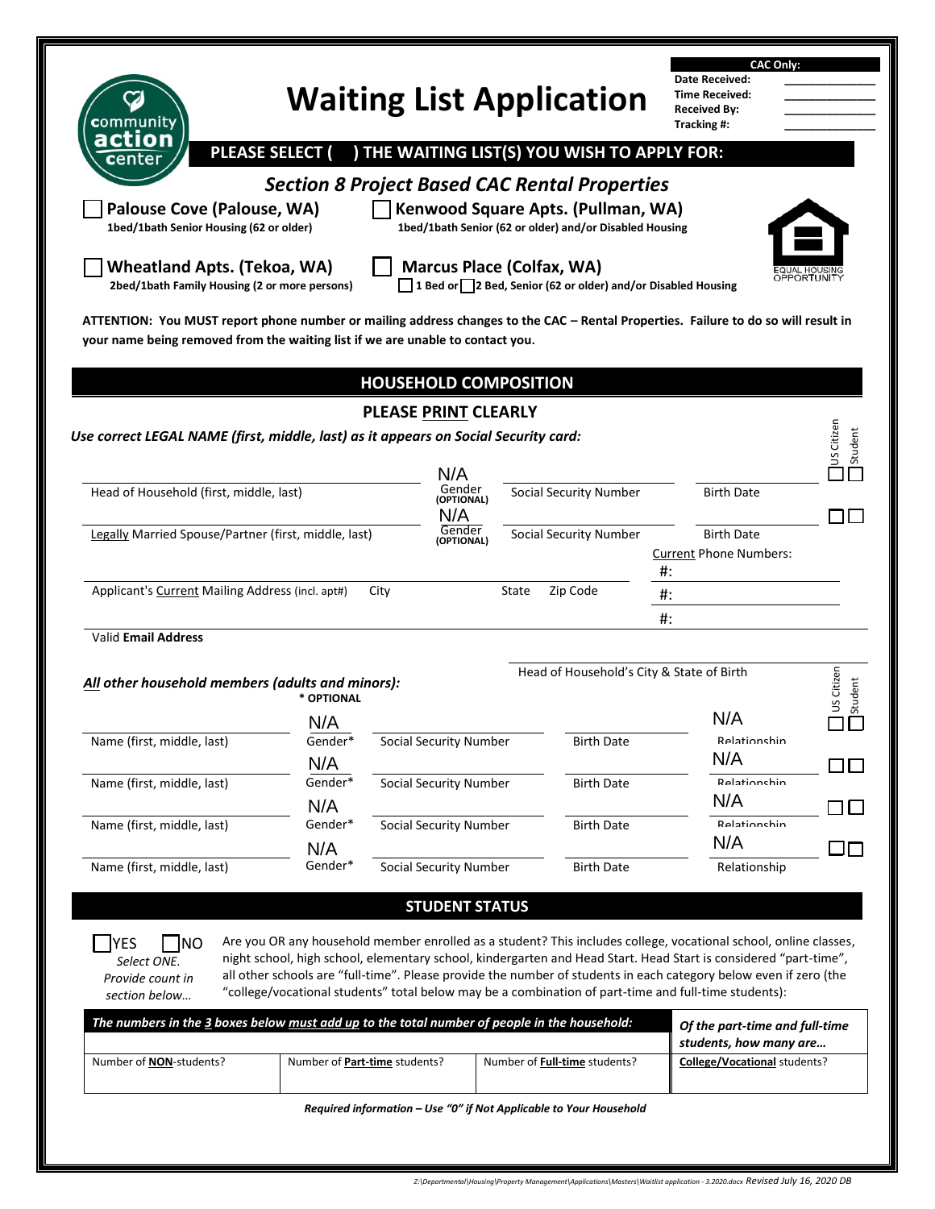community action center

# Waiting List Application

**CAC Only:**
**Date Received:** ______________
**Time Received:** ______________
**Received By:** ______________
**Tracking #:** ______________

## PLEASE SELECT ( ) THE WAITING LIST(S) YOU WISH TO APPLY FOR:

### *Section 8 Project Based CAC Rental Properties*

☐ **Palouse Cove (Palouse, WA)**
**1bed/1bath Senior Housing (62 or older)**

☐ **Kenwood Square Apts. (Pullman, WA)**
**1bed/1bath Senior (62 or older) and/or Disabled Housing**

☐ **Wheatland Apts. (Tekoa, WA)**
**2bed/1bath Family Housing (2 or more persons)**

☐ **Marcus Place (Colfax, WA)**
☐ **1 Bed or** ☐ **2 Bed, Senior (62 or older) and/or Disabled Housing**

EQUAL HOUSING OPPORTUNITY

**ATTENTION: You MUST report phone number or mailing address changes to the CAC – Rental Properties. Failure to do so will result in your name being removed from the waiting list if we are unable to contact you.**

## HOUSEHOLD COMPOSITION

**PLEASE PRINT CLEARLY**

***Use correct LEGAL NAME (first, middle, last) as it appears on Social Security card:***

| Name | Gender (OPTIONAL) | Social Security Number | Birth Date | US Citizen | Student |
|---|---|---|---|---|---|
| Head of Household (first, middle, last) | N/A | | | ☐ | ☐ |
| Legally Married Spouse/Partner (first, middle, last) | N/A | | | ☐ | ☐ |

Applicant's Current Mailing Address (incl. apt#) | City | State | Zip Code

Current Phone Numbers:
#:
#:
#:

Valid **Email Address**

Head of Household's City & State of Birth

***All other household members (adults and minors):***
**\* OPTIONAL**

| Name (first, middle, last) | Gender* | Social Security Number | Birth Date | Relationship | US Citizen | Student |
|---|---|---|---|---|---|---|
| | N/A | | | N/A | ☐ | ☐ |
| | N/A | | | N/A | ☐ | ☐ |
| | N/A | | | N/A | ☐ | ☐ |
| | N/A | | | N/A | ☐ | ☐ |

## STUDENT STATUS

☐YES ☐NO
*Select ONE. Provide count in section below…*

Are you OR any household member enrolled as a student? This includes college, vocational school, online classes, night school, high school, elementary school, kindergarten and Head Start. Head Start is considered "part-time", all other schools are "full-time". Please provide the number of students in each category below even if zero (the "college/vocational students" total below may be a combination of part-time and full-time students):

| ***The numbers in the 3 boxes below must add up to the total number of people in the household:*** | | | ***Of the part-time and full-time students, how many are…*** |
|---|---|---|---|
| Number of **NON**-students? | Number of **Part-time** students? | Number of **Full-time** students? | **College/Vocational** students? |

***Required information – Use "0" if Not Applicable to Your Household***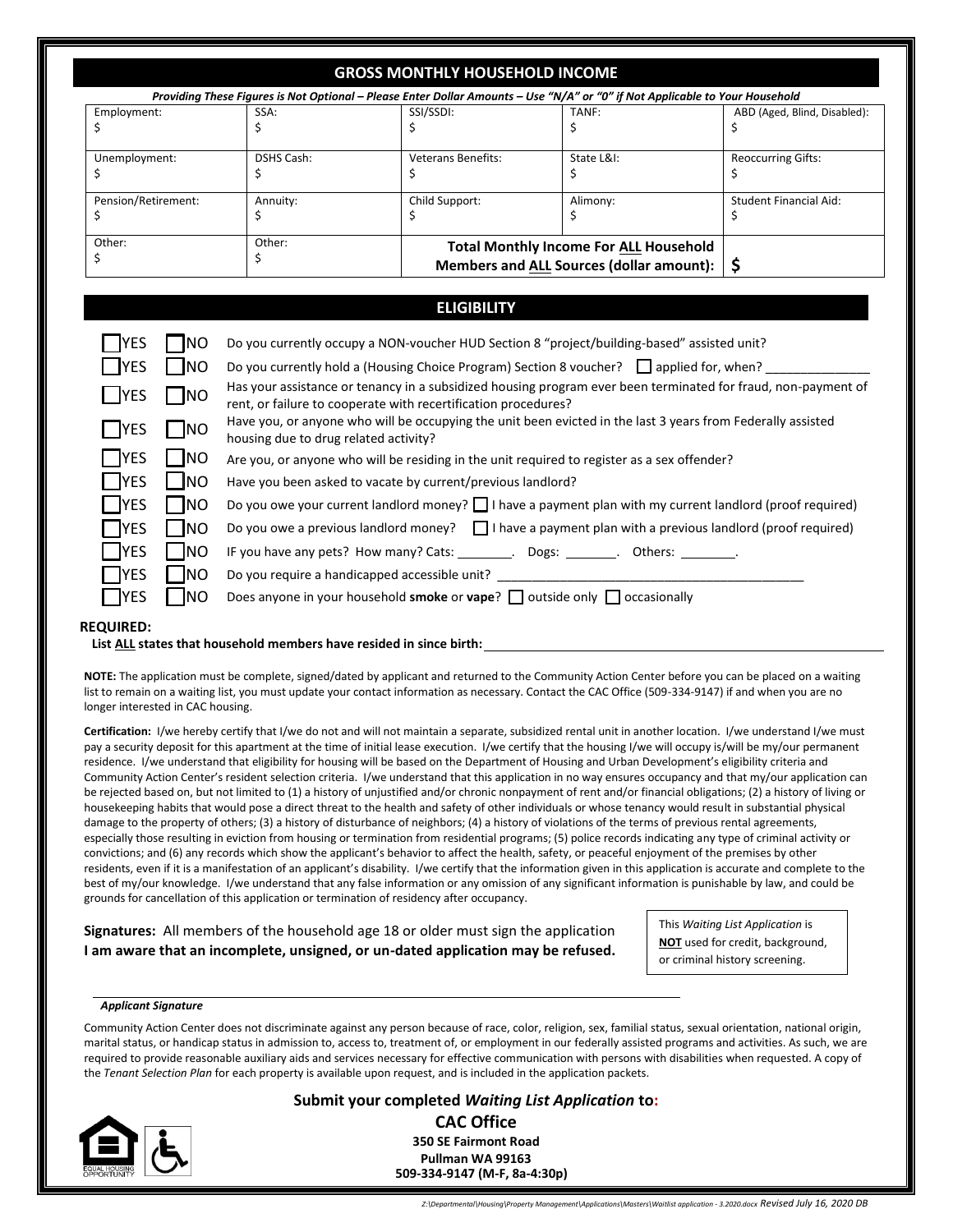## GROSS MONTHLY HOUSEHOLD INCOME

***Providing These Figures is Not Optional – Please Enter Dollar Amounts – Use "N/A" or "0" if Not Applicable to Your Household***

| | | | | |
|---|---|---|---|---|
| Employment:<br>$ | SSA:<br>$ | SSI/SSDI:<br>$ | TANF:<br>$ | ABD (Aged, Blind, Disabled):<br>$ |
| Unemployment:<br>$ | DSHS Cash:<br>$ | Veterans Benefits:<br>$ | State L&I:<br>$ | Reoccurring Gifts:<br>$ |
| Pension/Retirement:<br>$ | Annuity:<br>$ | Child Support:<br>$ | Alimony:<br>$ | Student Financial Aid:<br>$ |
| Other:<br>$ | Other:<br>$ | **Total Monthly Income For ALL Household Members and ALL Sources (dollar amount):** | | **$** |

## ELIGIBILITY

- ☐ YES ☐ NO Do you currently occupy a NON-voucher HUD Section 8 "project/building-based" assisted unit?
- ☐ YES ☐ NO Do you currently hold a (Housing Choice Program) Section 8 voucher? ☐ applied for, when? _______________
- ☐ YES ☐ NO Has your assistance or tenancy in a subsidized housing program ever been terminated for fraud, non-payment of rent, or failure to cooperate with recertification procedures?
- ☐ YES ☐ NO Have you, or anyone who will be occupying the unit been evicted in the last 3 years from Federally assisted housing due to drug related activity?
- ☐ YES ☐ NO Are you, or anyone who will be residing in the unit required to register as a sex offender?
- ☐ YES ☐ NO Have you been asked to vacate by current/previous landlord?
- ☐ YES ☐ NO Do you owe your current landlord money? ☐ I have a payment plan with my current landlord (proof required)
- ☐ YES ☐ NO Do you owe a previous landlord money? ☐ I have a payment plan with a previous landlord (proof required)
- ☐ YES ☐ NO IF you have any pets? How many? Cats: ________. Dogs: ________. Others: ________.
- ☐ YES ☐ NO Do you require a handicapped accessible unit? ____________________________________________
- ☐ YES ☐ NO Does anyone in your household **smoke** or **vape**? ☐ outside only ☐ occasionally

**REQUIRED:**

**List ALL states that household members have resided in since birth:** ____________________________________________

**NOTE:** The application must be complete, signed/dated by applicant and returned to the Community Action Center before you can be placed on a waiting list to remain on a waiting list, you must update your contact information as necessary. Contact the CAC Office (509-334-9147) if and when you are no longer interested in CAC housing.

**Certification:** I/we hereby certify that I/we do not and will not maintain a separate, subsidized rental unit in another location. I/we understand I/we must pay a security deposit for this apartment at the time of initial lease execution. I/we certify that the housing I/we will occupy is/will be my/our permanent residence. I/we understand that eligibility for housing will be based on the Department of Housing and Urban Development's eligibility criteria and Community Action Center's resident selection criteria. I/we understand that this application in no way ensures occupancy and that my/our application can be rejected based on, but not limited to (1) a history of unjustified and/or chronic nonpayment of rent and/or financial obligations; (2) a history of living or housekeeping habits that would pose a direct threat to the health and safety of other individuals or whose tenancy would result in substantial physical damage to the property of others; (3) a history of disturbance of neighbors; (4) a history of violations of the terms of previous rental agreements, especially those resulting in eviction from housing or termination from residential programs; (5) police records indicating any type of criminal activity or convictions; and (6) any records which show the applicant's behavior to affect the health, safety, or peaceful enjoyment of the premises by other residents, even if it is a manifestation of an applicant's disability. I/we certify that the information given in this application is accurate and complete to the best of my/our knowledge. I/we understand that any false information or any omission of any significant information is punishable by law, and could be grounds for cancellation of this application or termination of residency after occupancy.

**Signatures:** All members of the household age 18 or older must sign the application
**I am aware that an incomplete, unsigned, or un-dated application may be refused.**

This *Waiting List Application* is **NOT** used for credit, background, or criminal history screening.

______________________________________________
***Applicant Signature***

Community Action Center does not discriminate against any person because of race, color, religion, sex, familial status, sexual orientation, national origin, marital status, or handicap status in admission to, access to, treatment of, or employment in our federally assisted programs and activities. As such, we are required to provide reasonable auxiliary aids and services necessary for effective communication with persons with disabilities when requested. A copy of the *Tenant Selection Plan* for each property is available upon request, and is included in the application packets.

**Submit your completed *Waiting List Application* to:**

**CAC Office**
**350 SE Fairmont Road**
**Pullman WA 99163**
**509-334-9147 (M-F, 8a-4:30p)**

*Z:\Departmental\Housing\Property Management\Applications\Masters\Waitlist application - 3.2020.docx Revised July 16, 2020 DB*